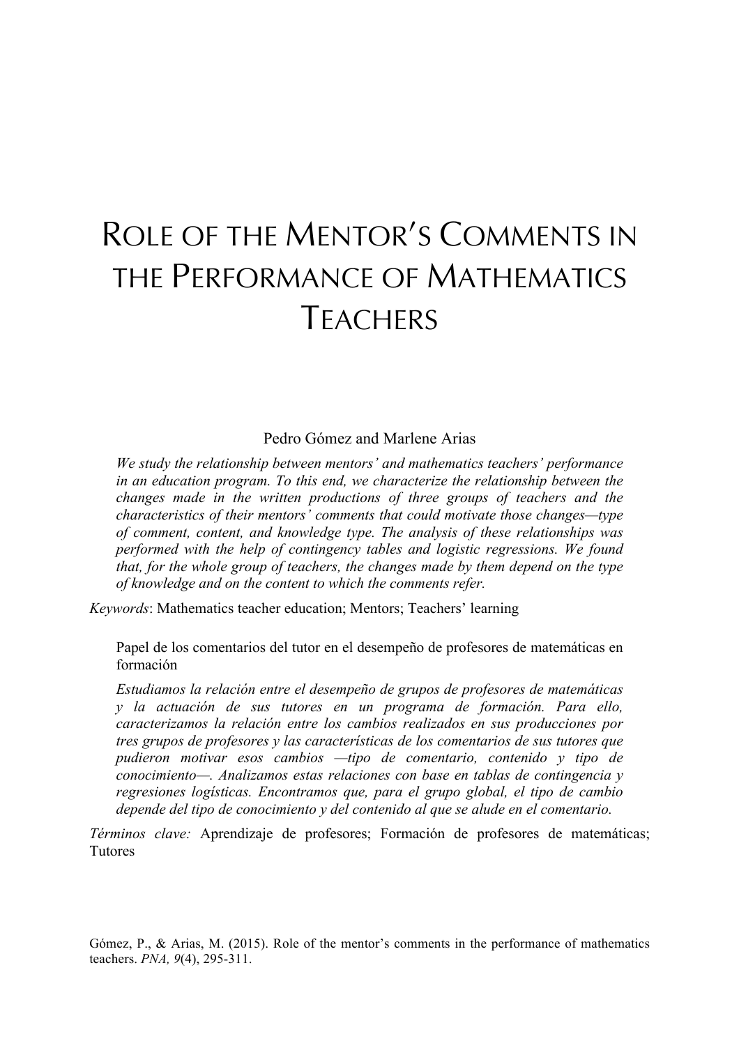# Role of the Mentor's Comments in the Performance of Mathematics Teachers

Pedro Gómez and Marlene Arias

*We study the relationship between mentors' and mathematics teachers' performance in an education program. To this end, we characterize the relationship between the changes made in the written productions of three groups of teachers and the characteristics of their mentors' comments that could motivate those changes—type of comment, content, and knowledge type. The analysis of these relationships was performed with the help of contingency tables and logistic regressions. We found that, for the whole group of teachers, the changes made by them depend on the type of knowledge and on the content to which the comments refer.*

*Keywords*: Mathematics teacher education; Mentors; Teachers' learning

Papel de los comentarios del tutor en el desempeño de profesores de matemáticas en formación

*Estudiamos la relación entre el desempeño de grupos de profesores de matemáticas y la actuación de sus tutores en un programa de formación. Para ello, caracterizamos la relación entre los cambios realizados en sus producciones por tres grupos de profesores y las características de los comentarios de sus tutores que pudieron motivar esos cambios —tipo de comentario, contenido y tipo de conocimiento—. Analizamos estas relaciones con base en tablas de contingencia y regresiones logísticas. Encontramos que, para el grupo global, el tipo de cambio depende del tipo de conocimiento y del contenido al que se alude en el comentario.*

*Términos clave:* Aprendizaje de profesores; Formación de profesores de matemáticas; Tutores

Gómez, P., & Arias, M. (2015). Role of the mentor's comments in the performance of mathematics teachers. *PNA, 9*(4), 295-311.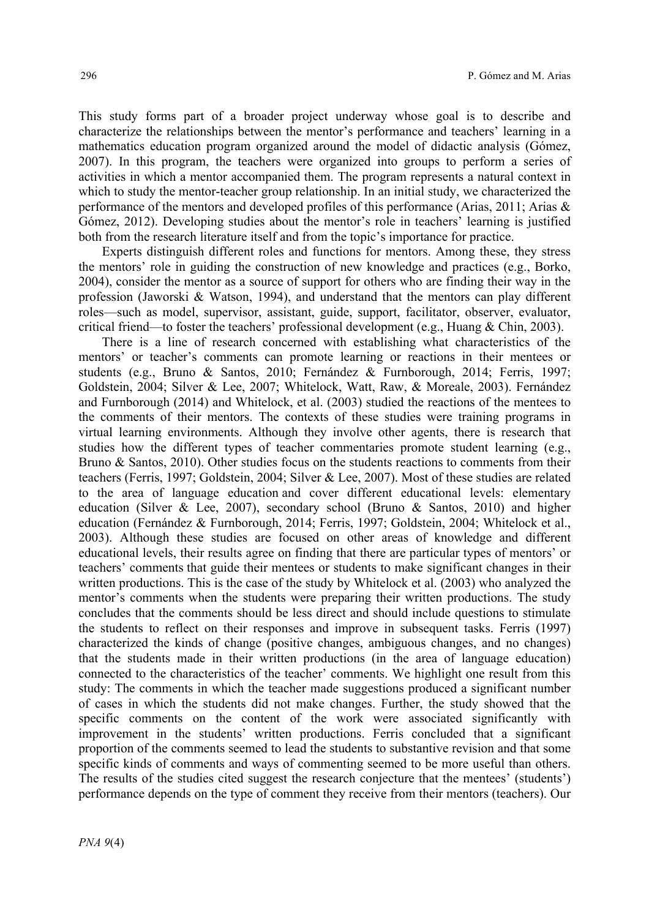This study forms part of a broader project underway whose goal is to describe and characterize the relationships between the mentor's performance and teachers' learning in a mathematics education program organized around the model of didactic analysis (Gómez, 2007). In this program, the teachers were organized into groups to perform a series of activities in which a mentor accompanied them. The program represents a natural context in which to study the mentor-teacher group relationship. In an initial study, we characterized the performance of the mentors and developed profiles of this performance (Arias, 2011; Arias & Gómez, 2012). Developing studies about the mentor's role in teachers' learning is justified both from the research literature itself and from the topic's importance for practice.

Experts distinguish different roles and functions for mentors. Among these, they stress the mentors' role in guiding the construction of new knowledge and practices (e.g., Borko, 2004), consider the mentor as a source of support for others who are finding their way in the profession (Jaworski & Watson, 1994), and understand that the mentors can play different roles—such as model, supervisor, assistant, guide, support, facilitator, observer, evaluator, critical friend—to foster the teachers' professional development (e.g., Huang & Chin, 2003).

There is a line of research concerned with establishing what characteristics of the mentors' or teacher's comments can promote learning or reactions in their mentees or students (e.g., Bruno & Santos, 2010; Fernández & Furnborough, 2014; Ferris, 1997; Goldstein, 2004; Silver & Lee, 2007; Whitelock, Watt, Raw, & Moreale, 2003). Fernández and Furnborough (2014) and Whitelock, et al. (2003) studied the reactions of the mentees to the comments of their mentors. The contexts of these studies were training programs in virtual learning environments. Although they involve other agents, there is research that studies how the different types of teacher commentaries promote student learning (e.g., Bruno & Santos, 2010). Other studies focus on the students reactions to comments from their teachers (Ferris, 1997; Goldstein, 2004; Silver & Lee, 2007). Most of these studies are related to the area of language education and cover different educational levels: elementary education (Silver & Lee, 2007), secondary school (Bruno & Santos, 2010) and higher education (Fernández & Furnborough, 2014; Ferris, 1997; Goldstein, 2004; Whitelock et al., 2003). Although these studies are focused on other areas of knowledge and different educational levels, their results agree on finding that there are particular types of mentors' or teachers' comments that guide their mentees or students to make significant changes in their written productions. This is the case of the study by Whitelock et al. (2003) who analyzed the mentor's comments when the students were preparing their written productions. The study concludes that the comments should be less direct and should include questions to stimulate the students to reflect on their responses and improve in subsequent tasks. Ferris (1997) characterized the kinds of change (positive changes, ambiguous changes, and no changes) that the students made in their written productions (in the area of language education) connected to the characteristics of the teacher' comments. We highlight one result from this study: The comments in which the teacher made suggestions produced a significant number of cases in which the students did not make changes. Further, the study showed that the specific comments on the content of the work were associated significantly with improvement in the students' written productions. Ferris concluded that a significant proportion of the comments seemed to lead the students to substantive revision and that some specific kinds of comments and ways of commenting seemed to be more useful than others. The results of the studies cited suggest the research conjecture that the mentees' (students') performance depends on the type of comment they receive from their mentors (teachers). Our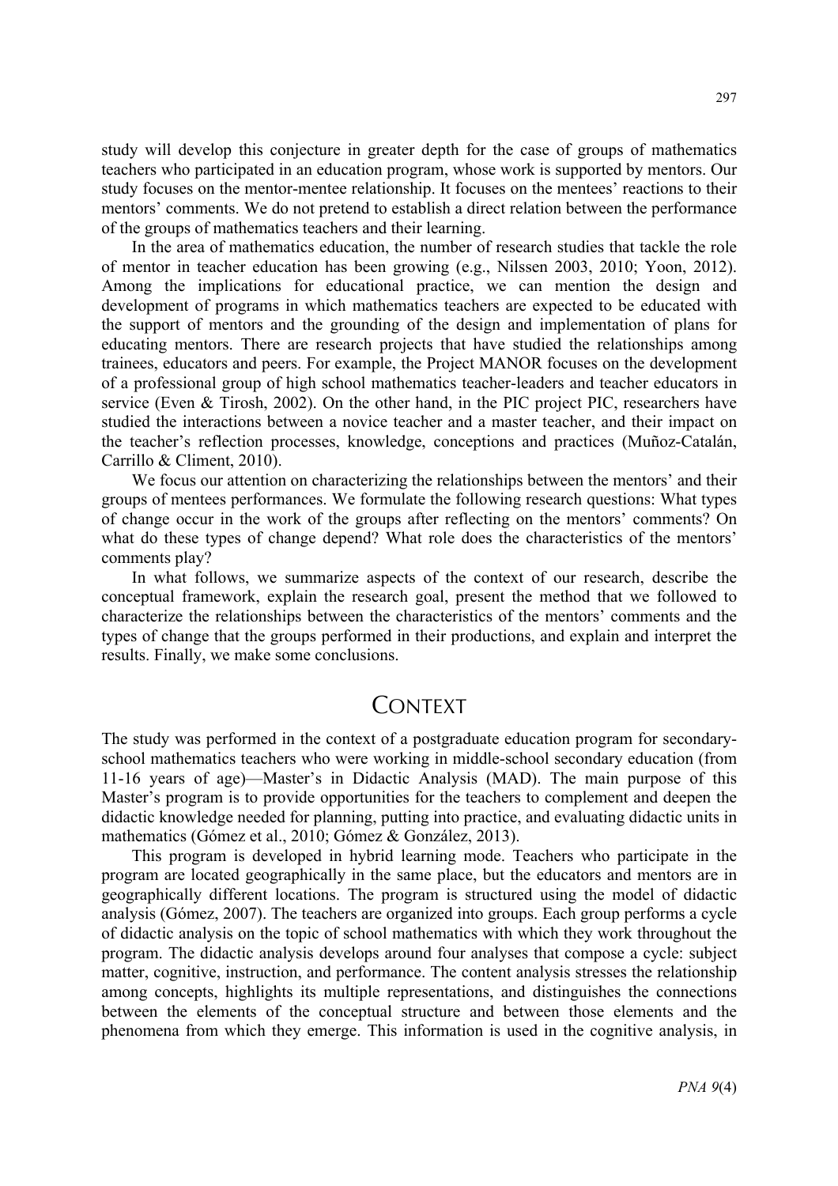study will develop this conjecture in greater depth for the case of groups of mathematics teachers who participated in an education program, whose work is supported by mentors. Our study focuses on the mentor-mentee relationship. It focuses on the mentees' reactions to their mentors' comments. We do not pretend to establish a direct relation between the performance of the groups of mathematics teachers and their learning.

In the area of mathematics education, the number of research studies that tackle the role of mentor in teacher education has been growing (e.g., Nilssen 2003, 2010; Yoon, 2012). Among the implications for educational practice, we can mention the design and development of programs in which mathematics teachers are expected to be educated with the support of mentors and the grounding of the design and implementation of plans for educating mentors. There are research projects that have studied the relationships among trainees, educators and peers. For example, the Project MANOR focuses on the development of a professional group of high school mathematics teacher-leaders and teacher educators in service (Even & Tirosh, 2002). On the other hand, in the PIC project PIC, researchers have studied the interactions between a novice teacher and a master teacher, and their impact on the teacher's reflection processes, knowledge, conceptions and practices (Muñoz-Catalán, Carrillo & Climent, 2010).

We focus our attention on characterizing the relationships between the mentors' and their groups of mentees performances. We formulate the following research questions: What types of change occur in the work of the groups after reflecting on the mentors' comments? On what do these types of change depend? What role does the characteristics of the mentors' comments play?

In what follows, we summarize aspects of the context of our research, describe the conceptual framework, explain the research goal, present the method that we followed to characterize the relationships between the characteristics of the mentors' comments and the types of change that the groups performed in their productions, and explain and interpret the results. Finally, we make some conclusions.

## CONTEXT

The study was performed in the context of a postgraduate education program for secondary-school mathematics teachers who were working in middle-school secondary education (from 11-16 years of age)—Master's in Didactic Analysis (MAD). The main purpose of this Master's program is to provide opportunities for the teachers to complement and deepen the didactic knowledge needed for planning, putting into practice, and evaluating didactic units in mathematics (Gómez et al., 2010; Gómez & González, 2013).

This program is developed in hybrid learning mode. Teachers who participate in the program are located geographically in the same place, but the educators and mentors are in geographically different locations. The program is structured using the model of didactic analysis (Gómez, 2007). The teachers are organized into groups. Each group performs a cycle of didactic analysis on the topic of school mathematics with which they work throughout the program. The didactic analysis develops around four analyses that compose a cycle: subject matter, cognitive, instruction, and performance. The content analysis stresses the relationship among concepts, highlights its multiple representations, and distinguishes the connections between the elements of the conceptual structure and between those elements and the phenomena from which they emerge. This information is used in the cognitive analysis, in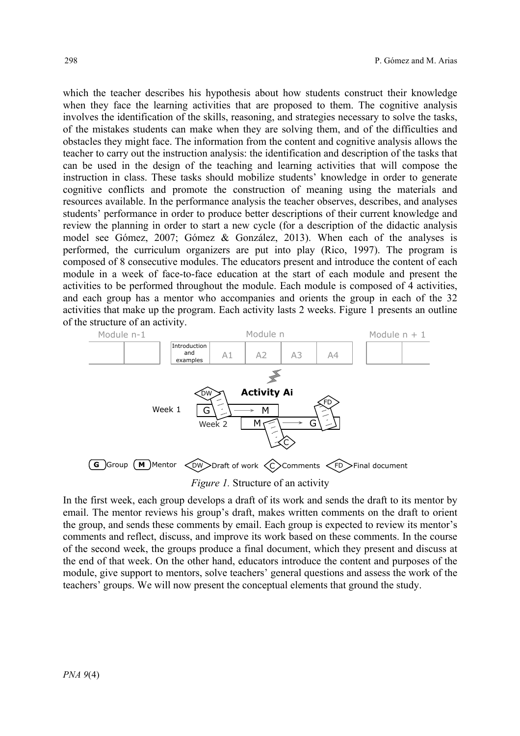which the teacher describes his hypothesis about how students construct their knowledge when they face the learning activities that are proposed to them. The cognitive analysis involves the identification of the skills, reasoning, and strategies necessary to solve the tasks, of the mistakes students can make when they are solving them, and of the difficulties and obstacles they might face. The information from the content and cognitive analysis allows the teacher to carry out the instruction analysis: the identification and description of the tasks that can be used in the design of the teaching and learning activities that will compose the instruction in class. These tasks should mobilize students' knowledge in order to generate cognitive conflicts and promote the construction of meaning using the materials and resources available. In the performance analysis the teacher observes, describes, and analyses students' performance in order to produce better descriptions of their current knowledge and review the planning in order to start a new cycle (for a description of the didactic analysis model see Gómez, 2007; Gómez & González, 2013). When each of the analyses is performed, the curriculum organizers are put into play (Rico, 1997). The program is composed of 8 consecutive modules. The educators present and introduce the content of each module in a week of face-to-face education at the start of each module and present the activities to be performed throughout the module. Each module is composed of 4 activities, and each group has a mentor who accompanies and orients the group in each of the 32 activities that make up the program. Each activity lasts 2 weeks. Figure 1 presents an outline of the structure of an activity.

*Figure 1.* Structure of an activity

In the first week, each group develops a draft of its work and sends the draft to its mentor by email. The mentor reviews his group's draft, makes written comments on the draft to orient the group, and sends these comments by email. Each group is expected to review its mentor's comments and reflect, discuss, and improve its work based on these comments. In the course of the second week, the groups produce a final document, which they present and discuss at the end of that week. On the other hand, educators introduce the content and purposes of the module, give support to mentors, solve teachers' general questions and assess the work of the teachers' groups. We will now present the conceptual elements that ground the study.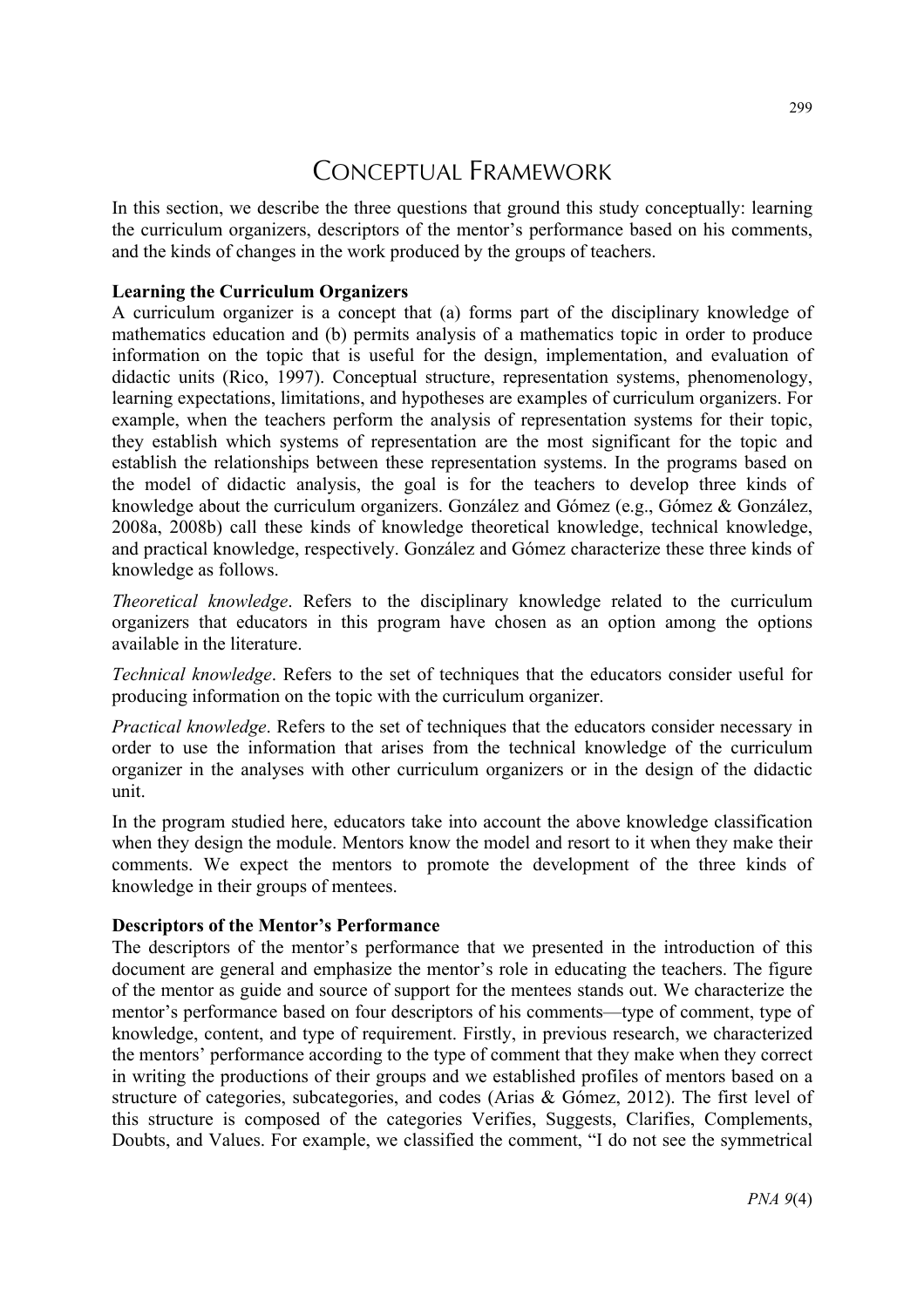# CONCEPTUAL FRAMEWORK

In this section, we describe the three questions that ground this study conceptually: learning the curriculum organizers, descriptors of the mentor's performance based on his comments, and the kinds of changes in the work produced by the groups of teachers.

## Learning the Curriculum Organizers

A curriculum organizer is a concept that (a) forms part of the disciplinary knowledge of mathematics education and (b) permits analysis of a mathematics topic in order to produce information on the topic that is useful for the design, implementation, and evaluation of didactic units (Rico, 1997). Conceptual structure, representation systems, phenomenology, learning expectations, limitations, and hypotheses are examples of curriculum organizers. For example, when the teachers perform the analysis of representation systems for their topic, they establish which systems of representation are the most significant for the topic and establish the relationships between these representation systems. In the programs based on the model of didactic analysis, the goal is for the teachers to develop three kinds of knowledge about the curriculum organizers. González and Gómez (e.g., Gómez & González, 2008a, 2008b) call these kinds of knowledge theoretical knowledge, technical knowledge, and practical knowledge, respectively. González and Gómez characterize these three kinds of knowledge as follows.

*Theoretical knowledge*. Refers to the disciplinary knowledge related to the curriculum organizers that educators in this program have chosen as an option among the options available in the literature.

*Technical knowledge*. Refers to the set of techniques that the educators consider useful for producing information on the topic with the curriculum organizer.

*Practical knowledge*. Refers to the set of techniques that the educators consider necessary in order to use the information that arises from the technical knowledge of the curriculum organizer in the analyses with other curriculum organizers or in the design of the didactic unit.

In the program studied here, educators take into account the above knowledge classification when they design the module. Mentors know the model and resort to it when they make their comments. We expect the mentors to promote the development of the three kinds of knowledge in their groups of mentees.

## Descriptors of the Mentor's Performance

The descriptors of the mentor's performance that we presented in the introduction of this document are general and emphasize the mentor's role in educating the teachers. The figure of the mentor as guide and source of support for the mentees stands out. We characterize the mentor's performance based on four descriptors of his comments—type of comment, type of knowledge, content, and type of requirement. Firstly, in previous research, we characterized the mentors' performance according to the type of comment that they make when they correct in writing the productions of their groups and we established profiles of mentors based on a structure of categories, subcategories, and codes (Arias & Gómez, 2012). The first level of this structure is composed of the categories Verifies, Suggests, Clarifies, Complements, Doubts, and Values. For example, we classified the comment, "I do not see the symmetrical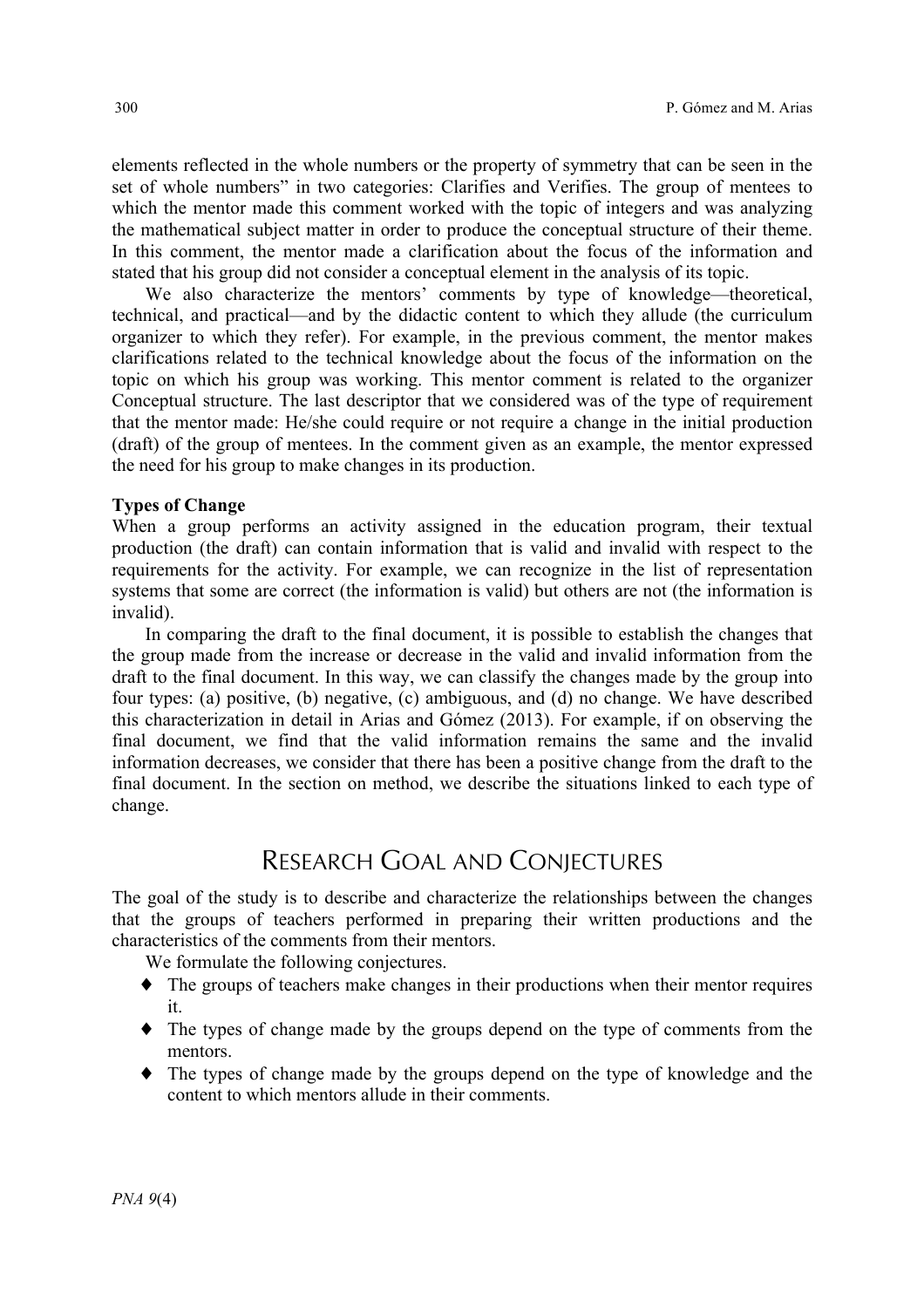elements reflected in the whole numbers or the property of symmetry that can be seen in the set of whole numbers" in two categories: Clarifies and Verifies. The group of mentees to which the mentor made this comment worked with the topic of integers and was analyzing the mathematical subject matter in order to produce the conceptual structure of their theme. In this comment, the mentor made a clarification about the focus of the information and stated that his group did not consider a conceptual element in the analysis of its topic.

We also characterize the mentors' comments by type of knowledge—theoretical, technical, and practical—and by the didactic content to which they allude (the curriculum organizer to which they refer). For example, in the previous comment, the mentor makes clarifications related to the technical knowledge about the focus of the information on the topic on which his group was working. This mentor comment is related to the organizer Conceptual structure. The last descriptor that we considered was of the type of requirement that the mentor made: He/she could require or not require a change in the initial production (draft) of the group of mentees. In the comment given as an example, the mentor expressed the need for his group to make changes in its production.

**Types of Change**

When a group performs an activity assigned in the education program, their textual production (the draft) can contain information that is valid and invalid with respect to the requirements for the activity. For example, we can recognize in the list of representation systems that some are correct (the information is valid) but others are not (the information is invalid).

In comparing the draft to the final document, it is possible to establish the changes that the group made from the increase or decrease in the valid and invalid information from the draft to the final document. In this way, we can classify the changes made by the group into four types: (a) positive, (b) negative, (c) ambiguous, and (d) no change. We have described this characterization in detail in Arias and Gómez (2013). For example, if on observing the final document, we find that the valid information remains the same and the invalid information decreases, we consider that there has been a positive change from the draft to the final document. In the section on method, we describe the situations linked to each type of change.

## Research Goal and Conjectures

The goal of the study is to describe and characterize the relationships between the changes that the groups of teachers performed in preparing their written productions and the characteristics of the comments from their mentors.

We formulate the following conjectures.

- The groups of teachers make changes in their productions when their mentor requires it.
- The types of change made by the groups depend on the type of comments from the mentors.
- The types of change made by the groups depend on the type of knowledge and the content to which mentors allude in their comments.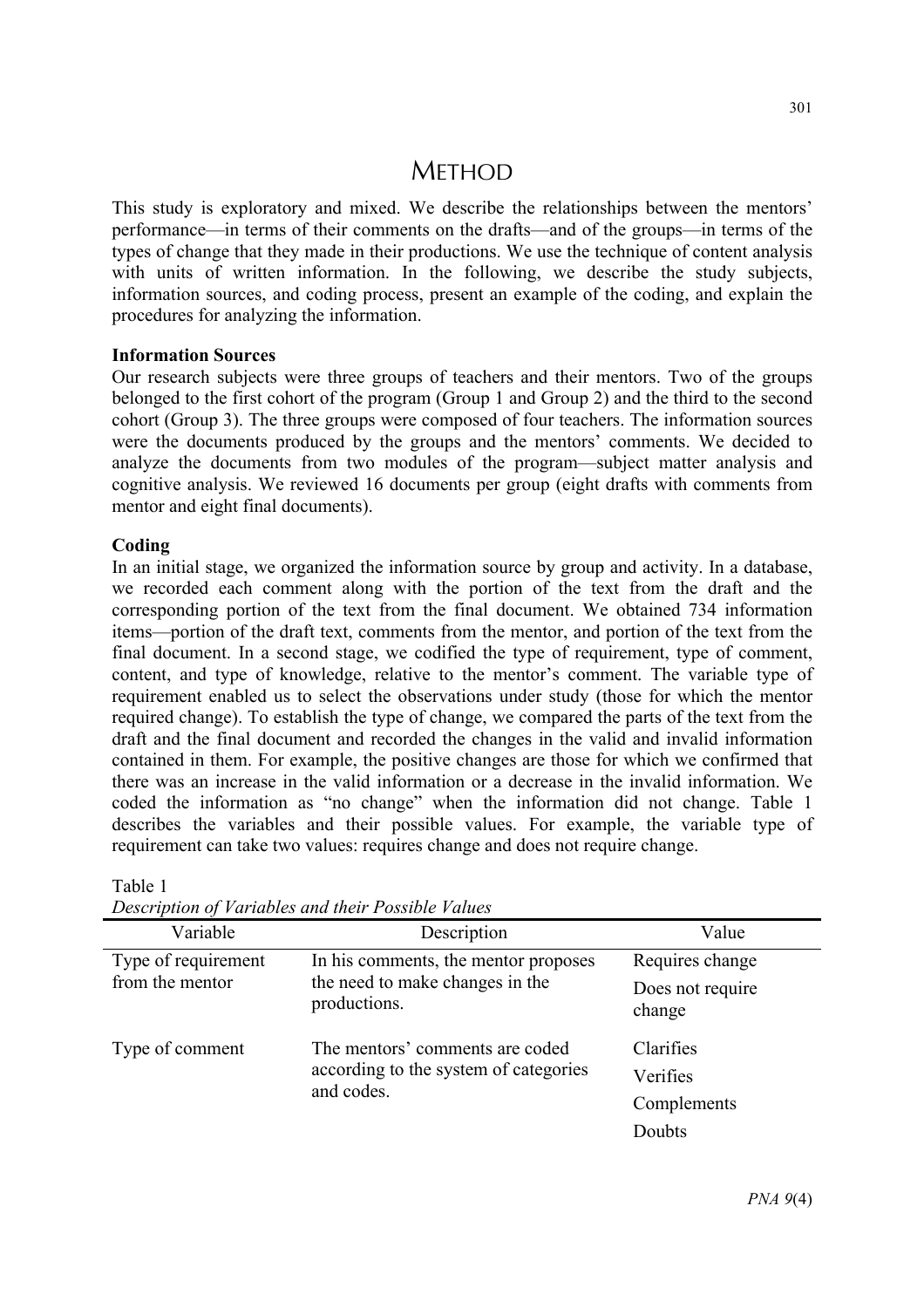# METHOD

This study is exploratory and mixed. We describe the relationships between the mentors' performance—in terms of their comments on the drafts—and of the groups—in terms of the types of change that they made in their productions. We use the technique of content analysis with units of written information. In the following, we describe the study subjects, information sources, and coding process, present an example of the coding, and explain the procedures for analyzing the information.

**Information Sources**

Our research subjects were three groups of teachers and their mentors. Two of the groups belonged to the first cohort of the program (Group 1 and Group 2) and the third to the second cohort (Group 3). The three groups were composed of four teachers. The information sources were the documents produced by the groups and the mentors' comments. We decided to analyze the documents from two modules of the program—subject matter analysis and cognitive analysis. We reviewed 16 documents per group (eight drafts with comments from mentor and eight final documents).

**Coding**

In an initial stage, we organized the information source by group and activity. In a database, we recorded each comment along with the portion of the text from the draft and the corresponding portion of the text from the final document. We obtained 734 information items—portion of the draft text, comments from the mentor, and portion of the text from the final document. In a second stage, we codified the type of requirement, type of comment, content, and type of knowledge, relative to the mentor's comment. The variable type of requirement enabled us to select the observations under study (those for which the mentor required change). To establish the type of change, we compared the parts of the text from the draft and the final document and recorded the changes in the valid and invalid information contained in them. For example, the positive changes are those for which we confirmed that there was an increase in the valid information or a decrease in the invalid information. We coded the information as "no change" when the information did not change. Table 1 describes the variables and their possible values. For example, the variable type of requirement can take two values: requires change and does not require change.

Table 1
*Description of Variables and their Possible Values*

| Variable | Description | Value |
|---|---|---|
| Type of requirement from the mentor | In his comments, the mentor proposes the need to make changes in the productions. | Requires change<br>Does not require change |
| Type of comment | The mentors' comments are coded according to the system of categories and codes. | Clarifies<br>Verifies<br>Complements<br>Doubts |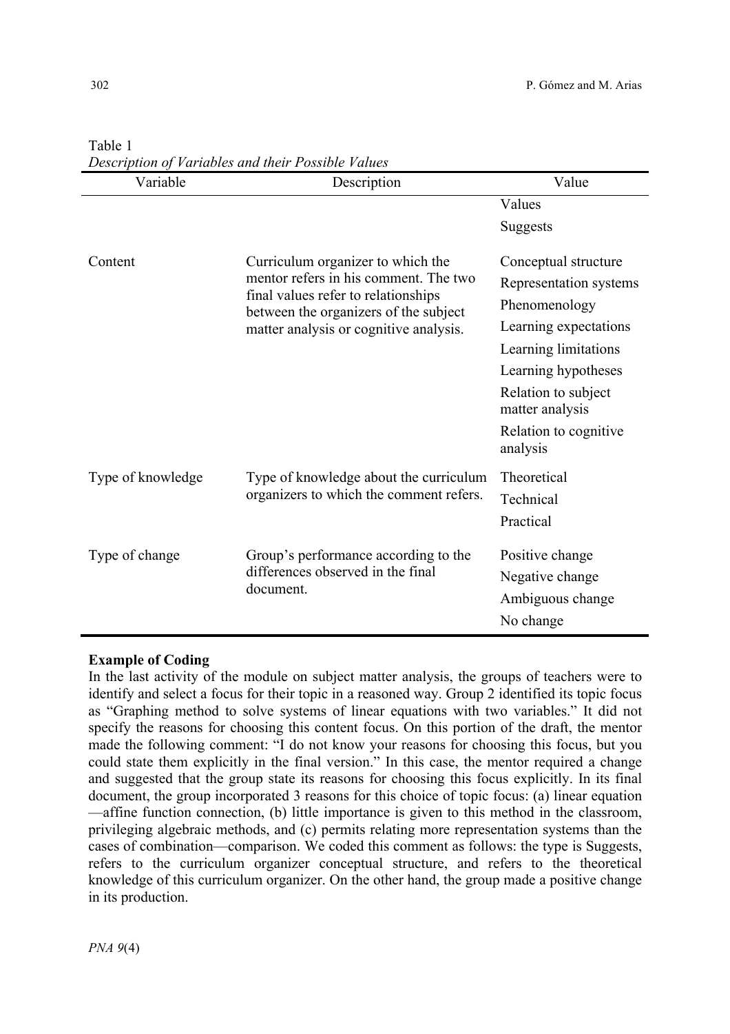Table 1
*Description of Variables and their Possible Values*

| Variable | Description | Value |
|---|---|---|
| | | Values |
| | | Suggests |
| Content | Curriculum organizer to which the mentor refers in his comment. The two final values refer to relationships between the organizers of the subject matter analysis or cognitive analysis. | Conceptual structure |
| | | Representation systems |
| | | Phenomenology |
| | | Learning expectations |
| | | Learning limitations |
| | | Learning hypotheses |
| | | Relation to subject matter analysis |
| | | Relation to cognitive analysis |
| Type of knowledge | Type of knowledge about the curriculum organizers to which the comment refers. | Theoretical |
| | | Technical |
| | | Practical |
| Type of change | Group's performance according to the differences observed in the final document. | Positive change |
| | | Negative change |
| | | Ambiguous change |
| | | No change |

**Example of Coding**

In the last activity of the module on subject matter analysis, the groups of teachers were to identify and select a focus for their topic in a reasoned way. Group 2 identified its topic focus as "Graphing method to solve systems of linear equations with two variables." It did not specify the reasons for choosing this content focus. On this portion of the draft, the mentor made the following comment: "I do not know your reasons for choosing this focus, but you could state them explicitly in the final version." In this case, the mentor required a change and suggested that the group state its reasons for choosing this focus explicitly. In its final document, the group incorporated 3 reasons for this choice of topic focus: (a) linear equation —affine function connection, (b) little importance is given to this method in the classroom, privileging algebraic methods, and (c) permits relating more representation systems than the cases of combination—comparison. We coded this comment as follows: the type is Suggests, refers to the curriculum organizer conceptual structure, and refers to the theoretical knowledge of this curriculum organizer. On the other hand, the group made a positive change in its production.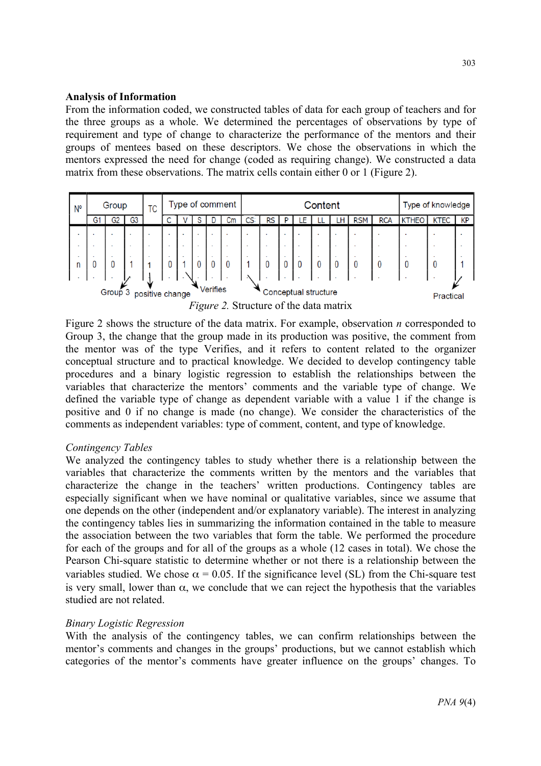## Analysis of Information

From the information coded, we constructed tables of data for each group of teachers and for the three groups as a whole. We determined the percentages of observations by type of requirement and type of change to characterize the performance of the mentors and their groups of mentees based on these descriptors. We chose the observations in which the mentors expressed the need for change (coded as requiring change). We constructed a data matrix from these observations. The matrix cells contain either 0 or 1 (Figure 2).

| Nº | Group | | | TC | Type of comment | | | | | Content | | | | | | | | Type of knowledge | | |
|---|---|---|---|---|---|---|---|---|---|---|---|---|---|---|---|---|---|---|---|---|
| | G1 | G2 | G3 | | C | V | S | D | Cm | CS | RS | P | LE | LL | LH | RSM | RCA | KTHEO | KTEC | KP |
| . | . | . | . | . | . | . | . | . | . | . | . | . | . | . | . | . | . | . | . | . |
| n | 0 | 0 | 1 | 1 | 0 | 1 | 0 | 0 | 0 | 1 | 0 | 0 | 0 | 0 | 0 | 0 | 0 | 0 | 0 | 1 |
| . | . | . | . | . | . | . | . | . | . | . | . | . | . | . | . | . | . | . | . | . |

Group 3 — positive change — Verifies — Conceptual structure — Practical

*Figure 2.* Structure of the data matrix

Figure 2 shows the structure of the data matrix. For example, observation *n* corresponded to Group 3, the change that the group made in its production was positive, the comment from the mentor was of the type Verifies, and it refers to content related to the organizer conceptual structure and to practical knowledge. We decided to develop contingency table procedures and a binary logistic regression to establish the relationships between the variables that characterize the mentors' comments and the variable type of change. We defined the variable type of change as dependent variable with a value 1 if the change is positive and 0 if no change is made (no change). We consider the characteristics of the comments as independent variables: type of comment, content, and type of knowledge.

### *Contingency Tables*

We analyzed the contingency tables to study whether there is a relationship between the variables that characterize the comments written by the mentors and the variables that characterize the change in the teachers' written productions. Contingency tables are especially significant when we have nominal or qualitative variables, since we assume that one depends on the other (independent and/or explanatory variable). The interest in analyzing the contingency tables lies in summarizing the information contained in the table to measure the association between the two variables that form the table. We performed the procedure for each of the groups and for all of the groups as a whole (12 cases in total). We chose the Pearson Chi-square statistic to determine whether or not there is a relationship between the variables studied. We chose $\alpha = 0.05$. If the significance level (SL) from the Chi-square test is very small, lower than $\alpha$, we conclude that we can reject the hypothesis that the variables studied are not related.

### *Binary Logistic Regression*

With the analysis of the contingency tables, we can confirm relationships between the mentor's comments and changes in the groups' productions, but we cannot establish which categories of the mentor's comments have greater influence on the groups' changes. To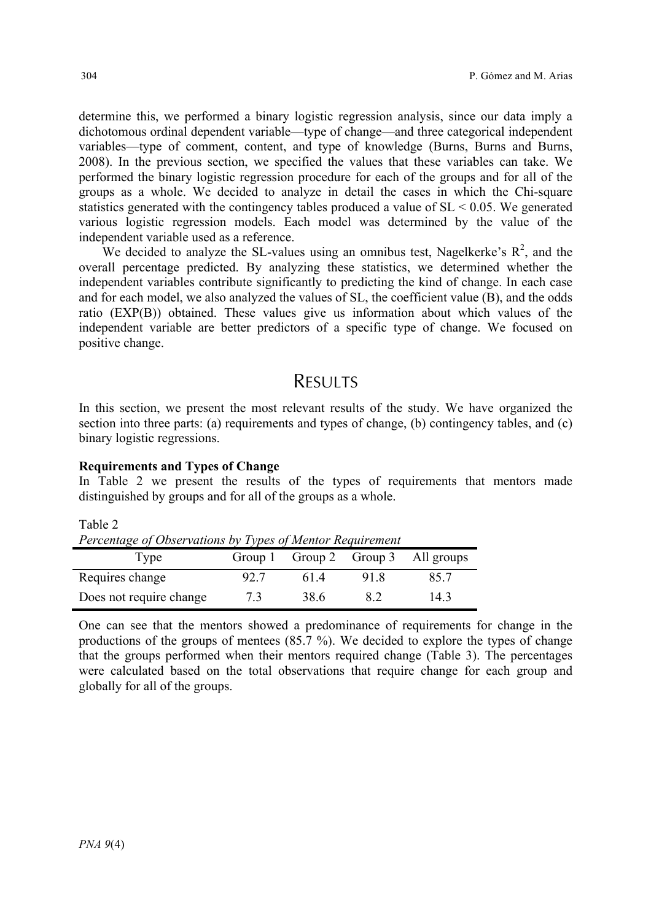determine this, we performed a binary logistic regression analysis, since our data imply a dichotomous ordinal dependent variable—type of change—and three categorical independent variables—type of comment, content, and type of knowledge (Burns, Burns and Burns, 2008). In the previous section, we specified the values that these variables can take. We performed the binary logistic regression procedure for each of the groups and for all of the groups as a whole. We decided to analyze in detail the cases in which the Chi-square statistics generated with the contingency tables produced a value of SL < 0.05. We generated various logistic regression models. Each model was determined by the value of the independent variable used as a reference.

We decided to analyze the SL-values using an omnibus test, Nagelkerke's $R^2$, and the overall percentage predicted. By analyzing these statistics, we determined whether the independent variables contribute significantly to predicting the kind of change. In each case and for each model, we also analyzed the values of SL, the coefficient value (B), and the odds ratio (EXP(B)) obtained. These values give us information about which values of the independent variable are better predictors of a specific type of change. We focused on positive change.

# Results

In this section, we present the most relevant results of the study. We have organized the section into three parts: (a) requirements and types of change, (b) contingency tables, and (c) binary logistic regressions.

**Requirements and Types of Change**

In Table 2 we present the results of the types of requirements that mentors made distinguished by groups and for all of the groups as a whole.

Table 2

*Percentage of Observations by Types of Mentor Requirement*

| Type | Group 1 | Group 2 | Group 3 | All groups |
|---|---|---|---|---|
| Requires change | 92.7 | 61.4 | 91.8 | 85.7 |
| Does not require change | 7.3 | 38.6 | 8.2 | 14.3 |

One can see that the mentors showed a predominance of requirements for change in the productions of the groups of mentees (85.7 %). We decided to explore the types of change that the groups performed when their mentors required change (Table 3). The percentages were calculated based on the total observations that require change for each group and globally for all of the groups.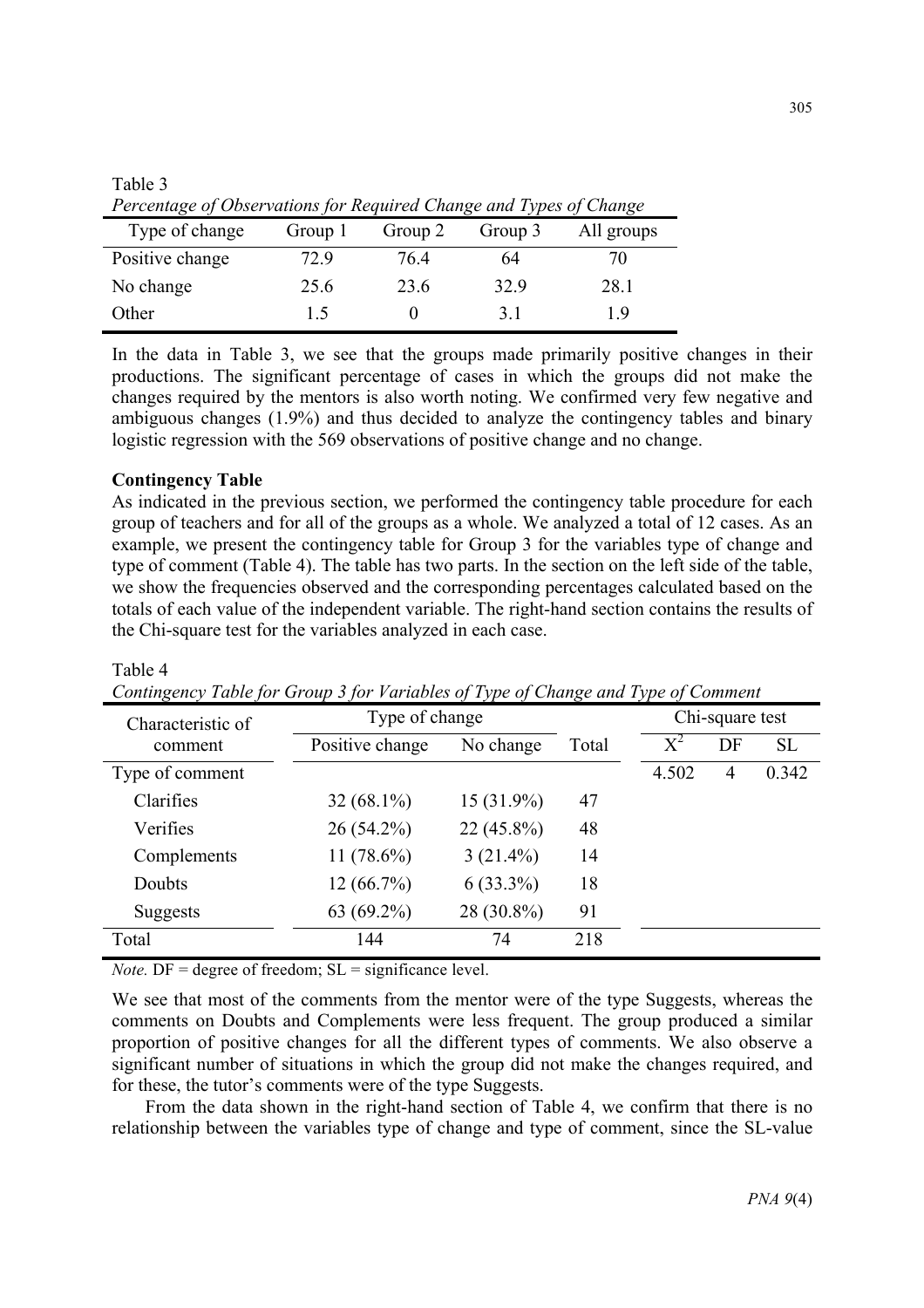Table 3

*Percentage of Observations for Required Change and Types of Change*

| Type of change | Group 1 | Group 2 | Group 3 | All groups |
|---|---|---|---|---|
| Positive change | 72.9 | 76.4 | 64 | 70 |
| No change | 25.6 | 23.6 | 32.9 | 28.1 |
| Other | 1.5 | 0 | 3.1 | 1.9 |

In the data in Table 3, we see that the groups made primarily positive changes in their productions. The significant percentage of cases in which the groups did not make the changes required by the mentors is also worth noting. We confirmed very few negative and ambiguous changes (1.9%) and thus decided to analyze the contingency tables and binary logistic regression with the 569 observations of positive change and no change.

**Contingency Table**

As indicated in the previous section, we performed the contingency table procedure for each group of teachers and for all of the groups as a whole. We analyzed a total of 12 cases. As an example, we present the contingency table for Group 3 for the variables type of change and type of comment (Table 4). The table has two parts. In the section on the left side of the table, we show the frequencies observed and the corresponding percentages calculated based on the totals of each value of the independent variable. The right-hand section contains the results of the Chi-square test for the variables analyzed in each case.

Table 4

*Contingency Table for Group 3 for Variables of Type of Change and Type of Comment*

| Characteristic of comment | Type of change | | Total | Chi-square test | | |
|---|---|---|---|---|---|---|
| | Positive change | No change | | $X^2$ | DF | SL |
| Type of comment | | | | 4.502 | 4 | 0.342 |
| Clarifies | 32 (68.1%) | 15 (31.9%) | 47 | | | |
| Verifies | 26 (54.2%) | 22 (45.8%) | 48 | | | |
| Complements | 11 (78.6%) | 3 (21.4%) | 14 | | | |
| Doubts | 12 (66.7%) | 6 (33.3%) | 18 | | | |
| Suggests | 63 (69.2%) | 28 (30.8%) | 91 | | | |
| Total | 144 | 74 | 218 | | | |

*Note.* DF = degree of freedom; SL = significance level.

We see that most of the comments from the mentor were of the type Suggests, whereas the comments on Doubts and Complements were less frequent. The group produced a similar proportion of positive changes for all the different types of comments. We also observe a significant number of situations in which the group did not make the changes required, and for these, the tutor's comments were of the type Suggests.

From the data shown in the right-hand section of Table 4, we confirm that there is no relationship between the variables type of change and type of comment, since the SL-value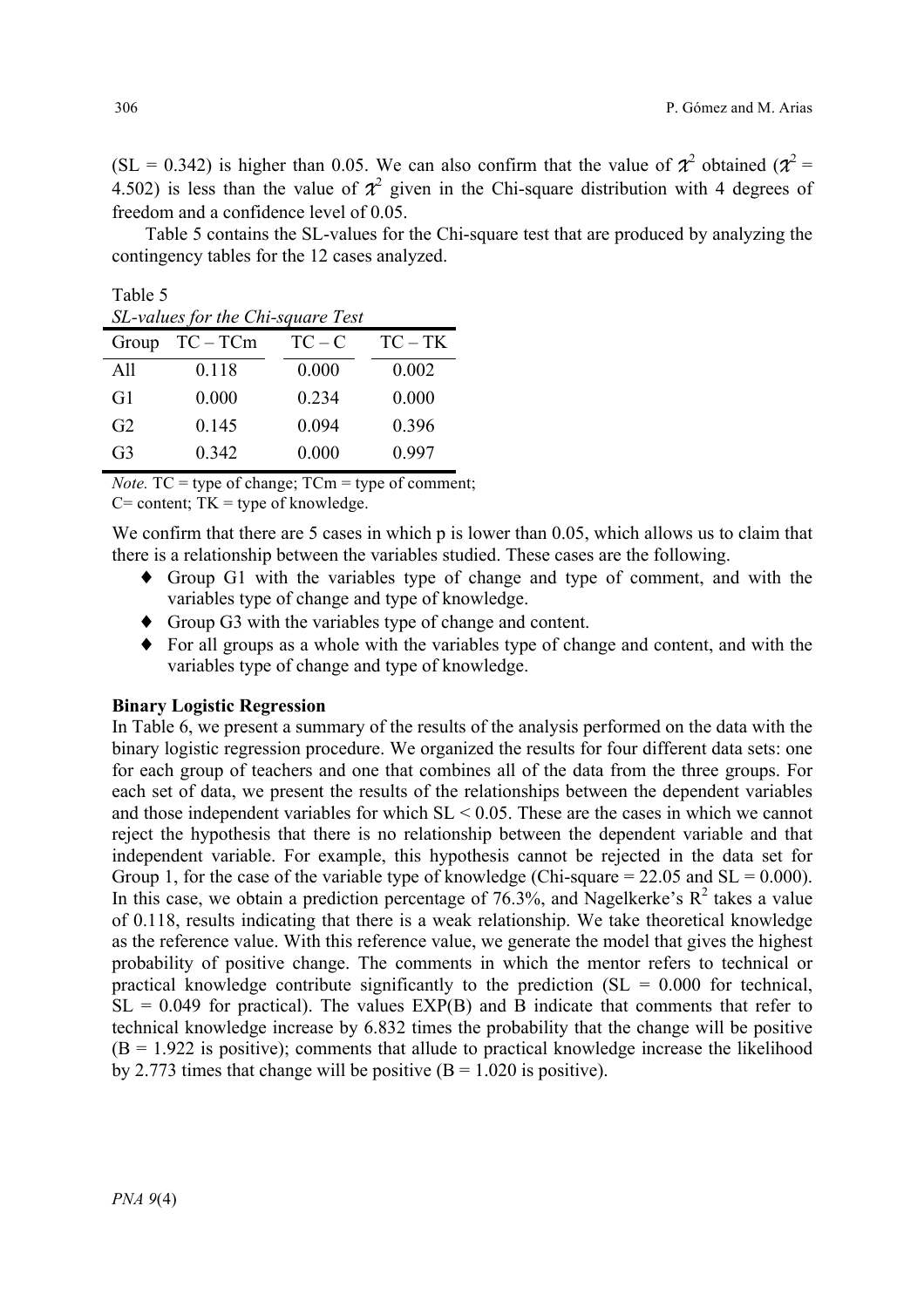(SL = 0.342) is higher than 0.05. We can also confirm that the value of $\chi^2$ obtained ($\chi^2$ = 4.502) is less than the value of $\chi^2$ given in the Chi-square distribution with 4 degrees of freedom and a confidence level of 0.05.

Table 5 contains the SL-values for the Chi-square test that are produced by analyzing the contingency tables for the 12 cases analyzed.

Table 5
*SL-values for the Chi-square Test*

| Group | TC – TCm | TC – C | TC – TK |
|---|---|---|---|
| All | 0.118 | 0.000 | 0.002 |
| G1 | 0.000 | 0.234 | 0.000 |
| G2 | 0.145 | 0.094 | 0.396 |
| G3 | 0.342 | 0.000 | 0.997 |

*Note.* TC = type of change; TCm = type of comment; C= content; TK = type of knowledge.

We confirm that there are 5 cases in which p is lower than 0.05, which allows us to claim that there is a relationship between the variables studied. These cases are the following.

- Group G1 with the variables type of change and type of comment, and with the variables type of change and type of knowledge.
- Group G3 with the variables type of change and content.
- For all groups as a whole with the variables type of change and content, and with the variables type of change and type of knowledge.

**Binary Logistic Regression**

In Table 6, we present a summary of the results of the analysis performed on the data with the binary logistic regression procedure. We organized the results for four different data sets: one for each group of teachers and one that combines all of the data from the three groups. For each set of data, we present the results of the relationships between the dependent variables and those independent variables for which SL < 0.05. These are the cases in which we cannot reject the hypothesis that there is no relationship between the dependent variable and that independent variable. For example, this hypothesis cannot be rejected in the data set for Group 1, for the case of the variable type of knowledge (Chi-square = 22.05 and SL = 0.000). In this case, we obtain a prediction percentage of 76.3%, and Nagelkerke's $R^2$ takes a value of 0.118, results indicating that there is a weak relationship. We take theoretical knowledge as the reference value. With this reference value, we generate the model that gives the highest probability of positive change. The comments in which the mentor refers to technical or practical knowledge contribute significantly to the prediction (SL = 0.000 for technical, SL = 0.049 for practical). The values EXP(B) and B indicate that comments that refer to technical knowledge increase by 6.832 times the probability that the change will be positive (B = 1.922 is positive); comments that allude to practical knowledge increase the likelihood by 2.773 times that change will be positive (B = 1.020 is positive).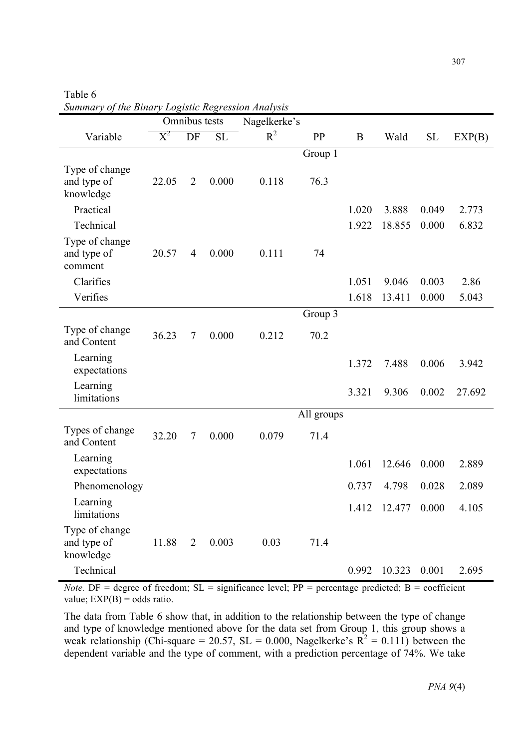Table 6

*Summary of the Binary Logistic Regression Analysis*

| Variable | Omnibus tests $X^2$ | DF | SL | Nagelkerke's $R^2$ | PP | B | Wald | SL | EXP(B) |
|---|---|---|---|---|---|---|---|---|---|
| | | | | | Group 1 | | | | |
| Type of change and type of knowledge | 22.05 | 2 | 0.000 | 0.118 | 76.3 | | | | |
| Practical | | | | | | 1.020 | 3.888 | 0.049 | 2.773 |
| Technical | | | | | | 1.922 | 18.855 | 0.000 | 6.832 |
| Type of change and type of comment | 20.57 | 4 | 0.000 | 0.111 | 74 | | | | |
| Clarifies | | | | | | 1.051 | 9.046 | 0.003 | 2.86 |
| Verifies | | | | | | 1.618 | 13.411 | 0.000 | 5.043 |
| | | | | | Group 3 | | | | |
| Type of change and Content | 36.23 | 7 | 0.000 | 0.212 | 70.2 | | | | |
| Learning expectations | | | | | | 1.372 | 7.488 | 0.006 | 3.942 |
| Learning limitations | | | | | | 3.321 | 9.306 | 0.002 | 27.692 |
| | | | | | All groups | | | | |
| Types of change and Content | 32.20 | 7 | 0.000 | 0.079 | 71.4 | | | | |
| Learning expectations | | | | | | 1.061 | 12.646 | 0.000 | 2.889 |
| Phenomenology | | | | | | 0.737 | 4.798 | 0.028 | 2.089 |
| Learning limitations | | | | | | 1.412 | 12.477 | 0.000 | 4.105 |
| Type of change and type of knowledge | 11.88 | 2 | 0.003 | 0.03 | 71.4 | | | | |
| Technical | | | | | | 0.992 | 10.323 | 0.001 | 2.695 |

*Note.* DF = degree of freedom; SL = significance level; PP = percentage predicted; B = coefficient value; EXP(B) = odds ratio.

The data from Table 6 show that, in addition to the relationship between the type of change and type of knowledge mentioned above for the data set from Group 1, this group shows a weak relationship (Chi-square = 20.57, SL = 0.000, Nagelkerke's $R^2$ = 0.111) between the dependent variable and the type of comment, with a prediction percentage of 74%. We take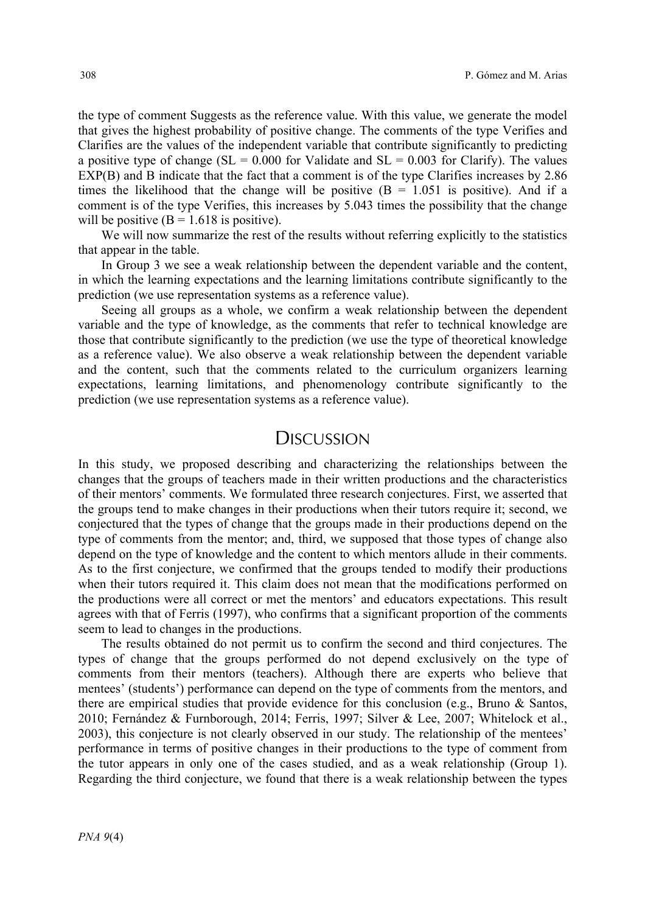the type of comment Suggests as the reference value. With this value, we generate the model that gives the highest probability of positive change. The comments of the type Verifies and Clarifies are the values of the independent variable that contribute significantly to predicting a positive type of change (SL = 0.000 for Validate and SL = 0.003 for Clarify). The values EXP(B) and B indicate that the fact that a comment is of the type Clarifies increases by 2.86 times the likelihood that the change will be positive (B = 1.051 is positive). And if a comment is of the type Verifies, this increases by 5.043 times the possibility that the change will be positive (B = 1.618 is positive).

We will now summarize the rest of the results without referring explicitly to the statistics that appear in the table.

In Group 3 we see a weak relationship between the dependent variable and the content, in which the learning expectations and the learning limitations contribute significantly to the prediction (we use representation systems as a reference value).

Seeing all groups as a whole, we confirm a weak relationship between the dependent variable and the type of knowledge, as the comments that refer to technical knowledge are those that contribute significantly to the prediction (we use the type of theoretical knowledge as a reference value). We also observe a weak relationship between the dependent variable and the content, such that the comments related to the curriculum organizers learning expectations, learning limitations, and phenomenology contribute significantly to the prediction (we use representation systems as a reference value).

# Discussion

In this study, we proposed describing and characterizing the relationships between the changes that the groups of teachers made in their written productions and the characteristics of their mentors' comments. We formulated three research conjectures. First, we asserted that the groups tend to make changes in their productions when their tutors require it; second, we conjectured that the types of change that the groups made in their productions depend on the type of comments from the mentor; and, third, we supposed that those types of change also depend on the type of knowledge and the content to which mentors allude in their comments. As to the first conjecture, we confirmed that the groups tended to modify their productions when their tutors required it. This claim does not mean that the modifications performed on the productions were all correct or met the mentors' and educators expectations. This result agrees with that of Ferris (1997), who confirms that a significant proportion of the comments seem to lead to changes in the productions.

The results obtained do not permit us to confirm the second and third conjectures. The types of change that the groups performed do not depend exclusively on the type of comments from their mentors (teachers). Although there are experts who believe that mentees' (students') performance can depend on the type of comments from the mentors, and there are empirical studies that provide evidence for this conclusion (e.g., Bruno & Santos, 2010; Fernández & Furnborough, 2014; Ferris, 1997; Silver & Lee, 2007; Whitelock et al., 2003), this conjecture is not clearly observed in our study. The relationship of the mentees' performance in terms of positive changes in their productions to the type of comment from the tutor appears in only one of the cases studied, and as a weak relationship (Group 1). Regarding the third conjecture, we found that there is a weak relationship between the types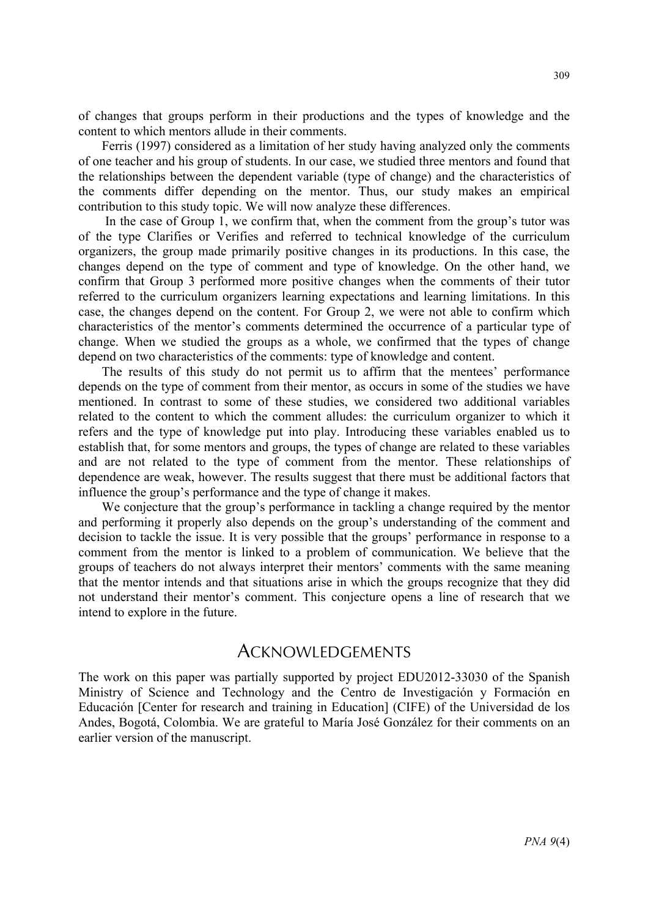of changes that groups perform in their productions and the types of knowledge and the content to which mentors allude in their comments.

Ferris (1997) considered as a limitation of her study having analyzed only the comments of one teacher and his group of students. In our case, we studied three mentors and found that the relationships between the dependent variable (type of change) and the characteristics of the comments differ depending on the mentor. Thus, our study makes an empirical contribution to this study topic. We will now analyze these differences.

In the case of Group 1, we confirm that, when the comment from the group's tutor was of the type Clarifies or Verifies and referred to technical knowledge of the curriculum organizers, the group made primarily positive changes in its productions. In this case, the changes depend on the type of comment and type of knowledge. On the other hand, we confirm that Group 3 performed more positive changes when the comments of their tutor referred to the curriculum organizers learning expectations and learning limitations. In this case, the changes depend on the content. For Group 2, we were not able to confirm which characteristics of the mentor's comments determined the occurrence of a particular type of change. When we studied the groups as a whole, we confirmed that the types of change depend on two characteristics of the comments: type of knowledge and content.

The results of this study do not permit us to affirm that the mentees' performance depends on the type of comment from their mentor, as occurs in some of the studies we have mentioned. In contrast to some of these studies, we considered two additional variables related to the content to which the comment alludes: the curriculum organizer to which it refers and the type of knowledge put into play. Introducing these variables enabled us to establish that, for some mentors and groups, the types of change are related to these variables and are not related to the type of comment from the mentor. These relationships of dependence are weak, however. The results suggest that there must be additional factors that influence the group's performance and the type of change it makes.

We conjecture that the group's performance in tackling a change required by the mentor and performing it properly also depends on the group's understanding of the comment and decision to tackle the issue. It is very possible that the groups' performance in response to a comment from the mentor is linked to a problem of communication. We believe that the groups of teachers do not always interpret their mentors' comments with the same meaning that the mentor intends and that situations arise in which the groups recognize that they did not understand their mentor's comment. This conjecture opens a line of research that we intend to explore in the future.

## Acknowledgements

The work on this paper was partially supported by project EDU2012-33030 of the Spanish Ministry of Science and Technology and the Centro de Investigación y Formación en Educación [Center for research and training in Education] (CIFE) of the Universidad de los Andes, Bogotá, Colombia. We are grateful to María José González for their comments on an earlier version of the manuscript.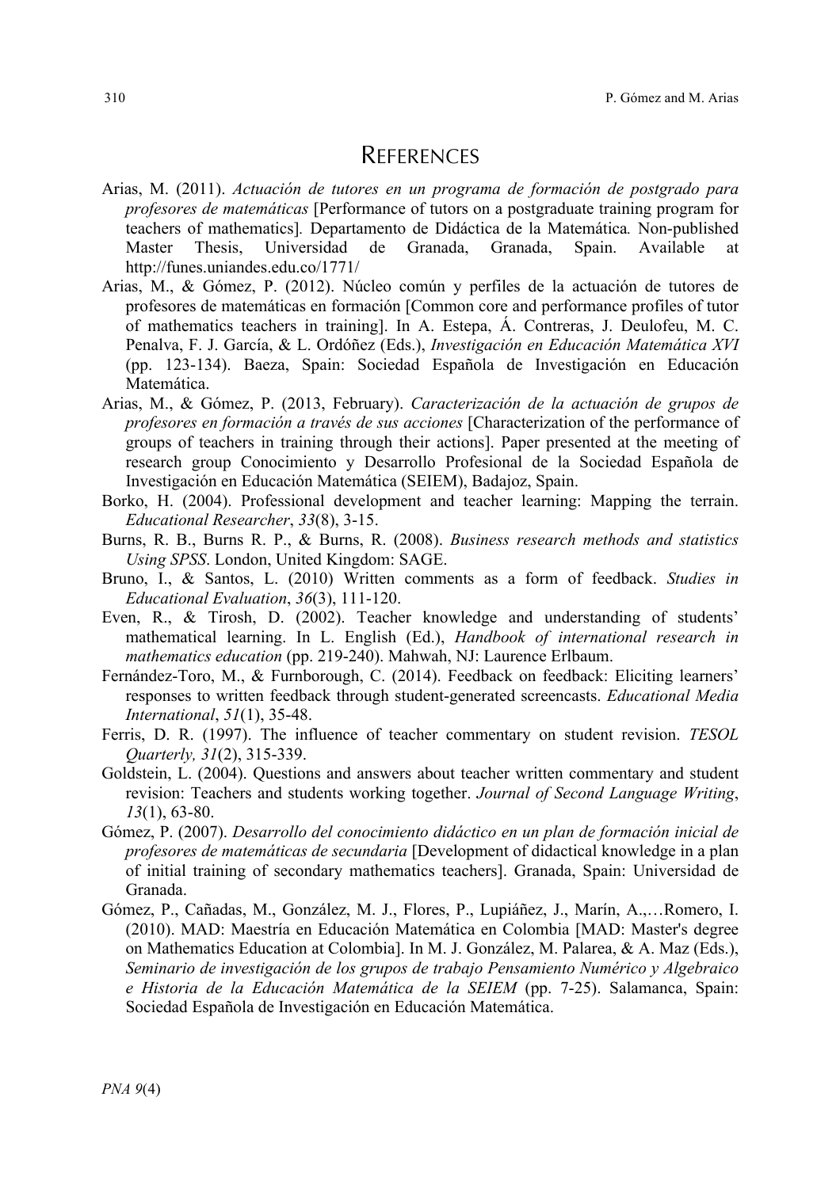# REFERENCES

Arias, M. (2011). *Actuación de tutores en un programa de formación de postgrado para profesores de matemáticas* [Performance of tutors on a postgraduate training program for teachers of mathematics]. Departamento de Didáctica de la Matemática*.* Non-published Master Thesis, Universidad de Granada, Granada, Spain. Available at http://funes.uniandes.edu.co/1771/

Arias, M., & Gómez, P. (2012). Núcleo común y perfiles de la actuación de tutores de profesores de matemáticas en formación [Common core and performance profiles of tutor of mathematics teachers in training]. In A. Estepa, Á. Contreras, J. Deulofeu, M. C. Penalva, F. J. García, & L. Ordóñez (Eds.), *Investigación en Educación Matemática XVI* (pp. 123-134). Baeza, Spain: Sociedad Española de Investigación en Educación Matemática.

Arias, M., & Gómez, P. (2013, February). *Caracterización de la actuación de grupos de profesores en formación a través de sus acciones* [Characterization of the performance of groups of teachers in training through their actions]. Paper presented at the meeting of research group Conocimiento y Desarrollo Profesional de la Sociedad Española de Investigación en Educación Matemática (SEIEM), Badajoz, Spain.

Borko, H. (2004). Professional development and teacher learning: Mapping the terrain. *Educational Researcher*, *33*(8), 3-15.

Burns, R. B., Burns R. P., & Burns, R. (2008). *Business research methods and statistics Using SPSS*. London, United Kingdom: SAGE.

Bruno, I., & Santos, L. (2010) Written comments as a form of feedback. *Studies in Educational Evaluation*, *36*(3), 111-120.

Even, R., & Tirosh, D. (2002). Teacher knowledge and understanding of students' mathematical learning. In L. English (Ed.), *Handbook of international research in mathematics education* (pp. 219-240). Mahwah, NJ: Laurence Erlbaum.

Fernández-Toro, M., & Furnborough, C. (2014). Feedback on feedback: Eliciting learners' responses to written feedback through student-generated screencasts. *Educational Media International*, *51*(1), 35-48.

Ferris, D. R. (1997). The influence of teacher commentary on student revision. *TESOL Quarterly, 31*(2), 315-339.

Goldstein, L. (2004). Questions and answers about teacher written commentary and student revision: Teachers and students working together. *Journal of Second Language Writing*, *13*(1), 63-80.

Gómez, P. (2007). *Desarrollo del conocimiento didáctico en un plan de formación inicial de profesores de matemáticas de secundaria* [Development of didactical knowledge in a plan of initial training of secondary mathematics teachers]. Granada, Spain: Universidad de Granada.

Gómez, P., Cañadas, M., González, M. J., Flores, P., Lupiáñez, J., Marín, A.,…Romero, I. (2010). MAD: Maestría en Educación Matemática en Colombia [MAD: Master's degree on Mathematics Education at Colombia]. In M. J. González, M. Palarea, & A. Maz (Eds.), *Seminario de investigación de los grupos de trabajo Pensamiento Numérico y Algebraico e Historia de la Educación Matemática de la SEIEM* (pp. 7-25). Salamanca, Spain: Sociedad Española de Investigación en Educación Matemática.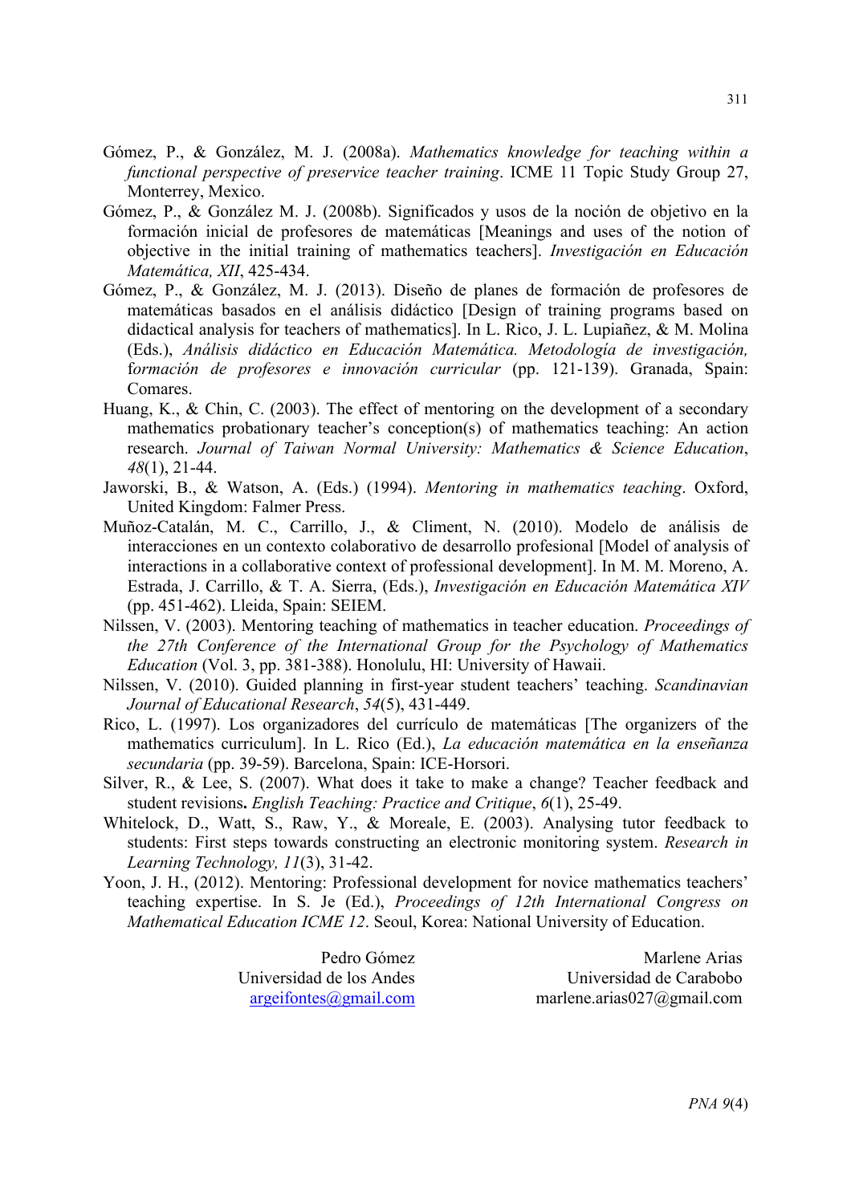Gómez, P., & González, M. J. (2008a). *Mathematics knowledge for teaching within a functional perspective of preservice teacher training*. ICME 11 Topic Study Group 27, Monterrey, Mexico.

Gómez, P., & González M. J. (2008b). Significados y usos de la noción de objetivo en la formación inicial de profesores de matemáticas [Meanings and uses of the notion of objective in the initial training of mathematics teachers]. *Investigación en Educación Matemática, XII*, 425-434.

Gómez, P., & González, M. J. (2013). Diseño de planes de formación de profesores de matemáticas basados en el análisis didáctico [Design of training programs based on didactical analysis for teachers of mathematics]. In L. Rico, J. L. Lupiañez, & M. Molina (Eds.), *Análisis didáctico en Educación Matemática. Metodología de investigación, formación de profesores e innovación curricular* (pp. 121-139). Granada, Spain: Comares.

Huang, K., & Chin, C. (2003). The effect of mentoring on the development of a secondary mathematics probationary teacher's conception(s) of mathematics teaching: An action research. *Journal of Taiwan Normal University: Mathematics & Science Education*, *48*(1), 21-44.

Jaworski, B., & Watson, A. (Eds.) (1994). *Mentoring in mathematics teaching*. Oxford, United Kingdom: Falmer Press.

Muñoz-Catalán, M. C., Carrillo, J., & Climent, N. (2010). Modelo de análisis de interacciones en un contexto colaborativo de desarrollo profesional [Model of analysis of interactions in a collaborative context of professional development]. In M. M. Moreno, A. Estrada, J. Carrillo, & T. A. Sierra, (Eds.), *Investigación en Educación Matemática XIV* (pp. 451-462). Lleida, Spain: SEIEM.

Nilssen, V. (2003). Mentoring teaching of mathematics in teacher education. *Proceedings of the 27th Conference of the International Group for the Psychology of Mathematics Education* (Vol. 3, pp. 381-388). Honolulu, HI: University of Hawaii.

Nilssen, V. (2010). Guided planning in first-year student teachers' teaching. *Scandinavian Journal of Educational Research*, *54*(5), 431-449.

Rico, L. (1997). Los organizadores del currículo de matemáticas [The organizers of the mathematics curriculum]. In L. Rico (Ed.), *La educación matemática en la enseñanza secundaria* (pp. 39-59). Barcelona, Spain: ICE-Horsori.

Silver, R., & Lee, S. (2007). What does it take to make a change? Teacher feedback and student revisions**.** *English Teaching: Practice and Critique*, *6*(1), 25-49.

Whitelock, D., Watt, S., Raw, Y., & Moreale, E. (2003). Analysing tutor feedback to students: First steps towards constructing an electronic monitoring system. *Research in Learning Technology, 11*(3), 31-42.

Yoon, J. H., (2012). Mentoring: Professional development for novice mathematics teachers' teaching expertise. In S. Je (Ed.), *Proceedings of 12th International Congress on Mathematical Education ICME 12*. Seoul, Korea: National University of Education.

Pedro Gómez
Universidad de los Andes
argeifontes@gmail.com

Marlene Arias
Universidad de Carabobo
marlene.arias027@gmail.com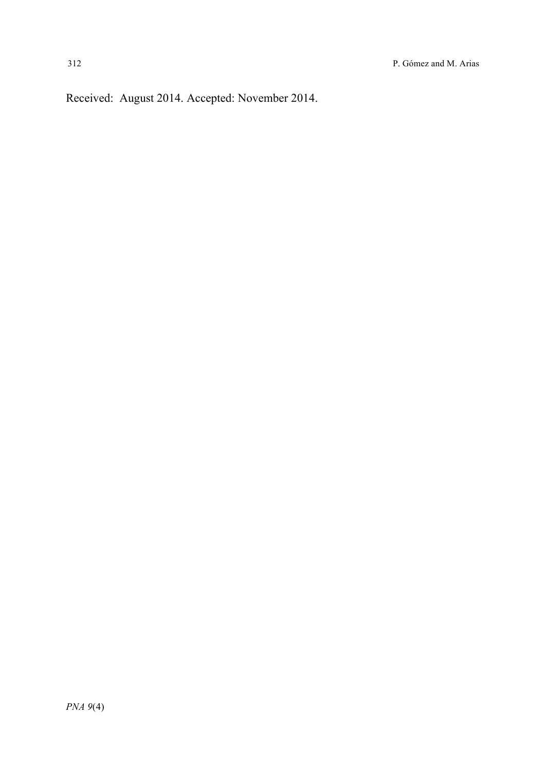Received:  August 2014. Accepted: November 2014.